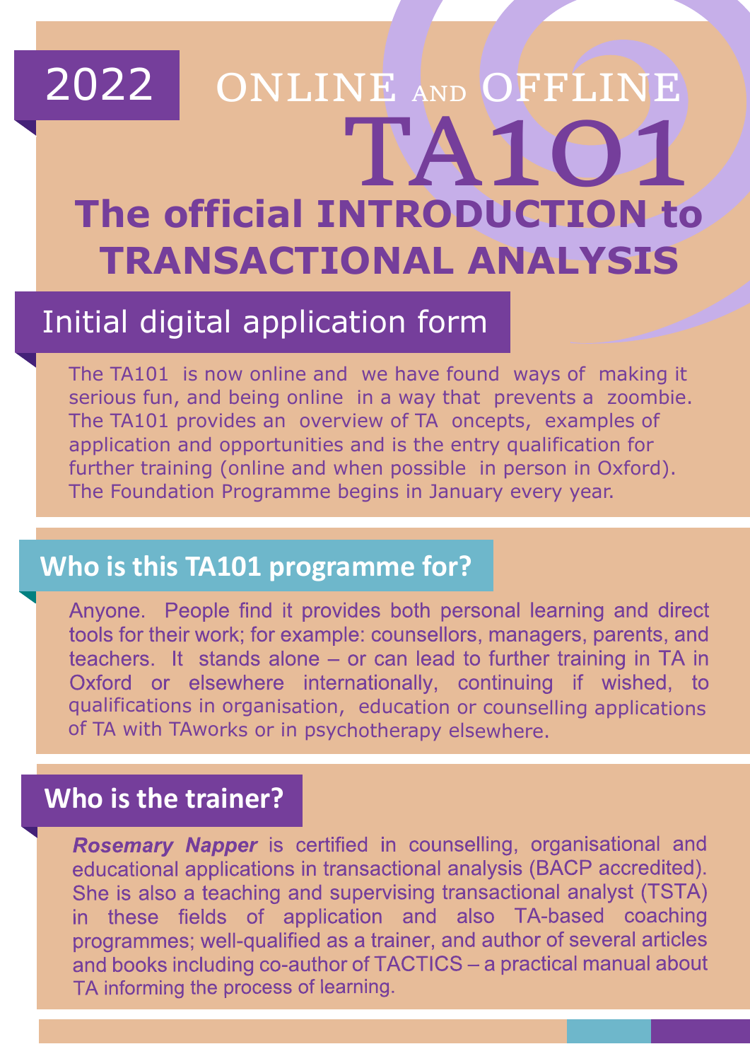2022

ONLINE AND OFFLINE

# TA101

## The official INTRODUCTION to TRANSACTIONAL ANALYSIS

## Initial digital application form

The TA101 is now online and we have found ways of making it serious fun, and being online in a way that prevents a zoombie. The TA101 provides an overview of TA oncepts, examples of application and opportunities and is the entry qualification for further training (online and when possible in person in Oxford). The Foundation Programme begins in January every year.

## Who is this TA101 programme for?

Anyone. People find it provides both personal learning and direct tools for their work; for example: counsellors, managers, parents, and teachers. It stands alone – or can lead to further training in TA in Oxford or elsewhere internationally, continuing if wished, to qualifications in organisation, education or counselling applications of TA with TAworks or in psychotherapy elsewhere.

## Who is the trainer?

***Rosemary Napper*** is certified in counselling, organisational and educational applications in transactional analysis (BACP accredited). She is also a teaching and supervising transactional analyst (TSTA) in these fields of application and also TA-based coaching programmes; well-qualified as a trainer, and author of several articles and books including co-author of TACTICS – a practical manual about TA informing the process of learning.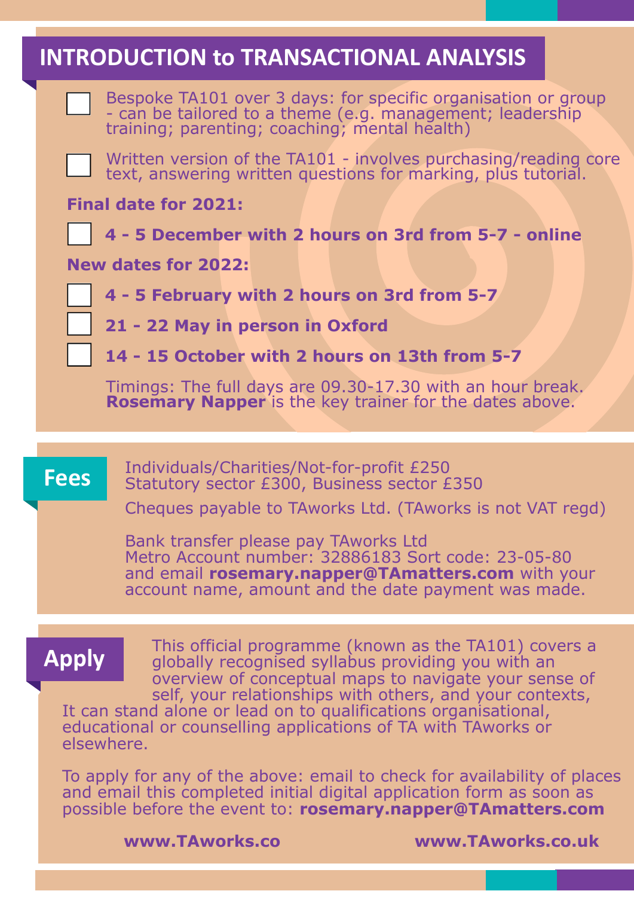# INTRODUCTION to TRANSACTIONAL ANALYSIS

- [ ] Bespoke TA101 over 3 days: for specific organisation or group - can be tailored to a theme (e.g. management; leadership training; parenting; coaching; mental health)
- [ ] Written version of the TA101 - involves purchasing/reading core text, answering written questions for marking, plus tutorial.

**Final date for 2021:**

- [ ] **4 - 5 December with 2 hours on 3rd from 5-7 - online**

**New dates for 2022:**

- [ ] **4 - 5 February with 2 hours on 3rd from 5-7**
- [ ] **21 - 22 May in person in Oxford**
- [ ] **14 - 15 October with 2 hours on 13th from 5-7**

Timings: The full days are 09.30-17.30 with an hour break. **Rosemary Napper** is the key trainer for the dates above.

## Fees

Individuals/Charities/Not-for-profit £250
Statutory sector £300, Business sector £350

Cheques payable to TAworks Ltd. (TAworks is not VAT regd)

Bank transfer please pay TAworks Ltd
Metro Account number: 32886183 Sort code: 23-05-80
and email **rosemary.napper@TAmatters.com** with your account name, amount and the date payment was made.

## Apply

This official programme (known as the TA101) covers a globally recognised syllabus providing you with an overview of conceptual maps to navigate your sense of self, your relationships with others, and your contexts, It can stand alone or lead on to qualifications organisational, educational or counselling applications of TA with TAworks or elsewhere.

To apply for any of the above: email to check for availability of places and email this completed initial digital application form as soon as possible before the event to: **rosemary.napper@TAmatters.com**

**www.TAworks.co** **www.TAworks.co.uk**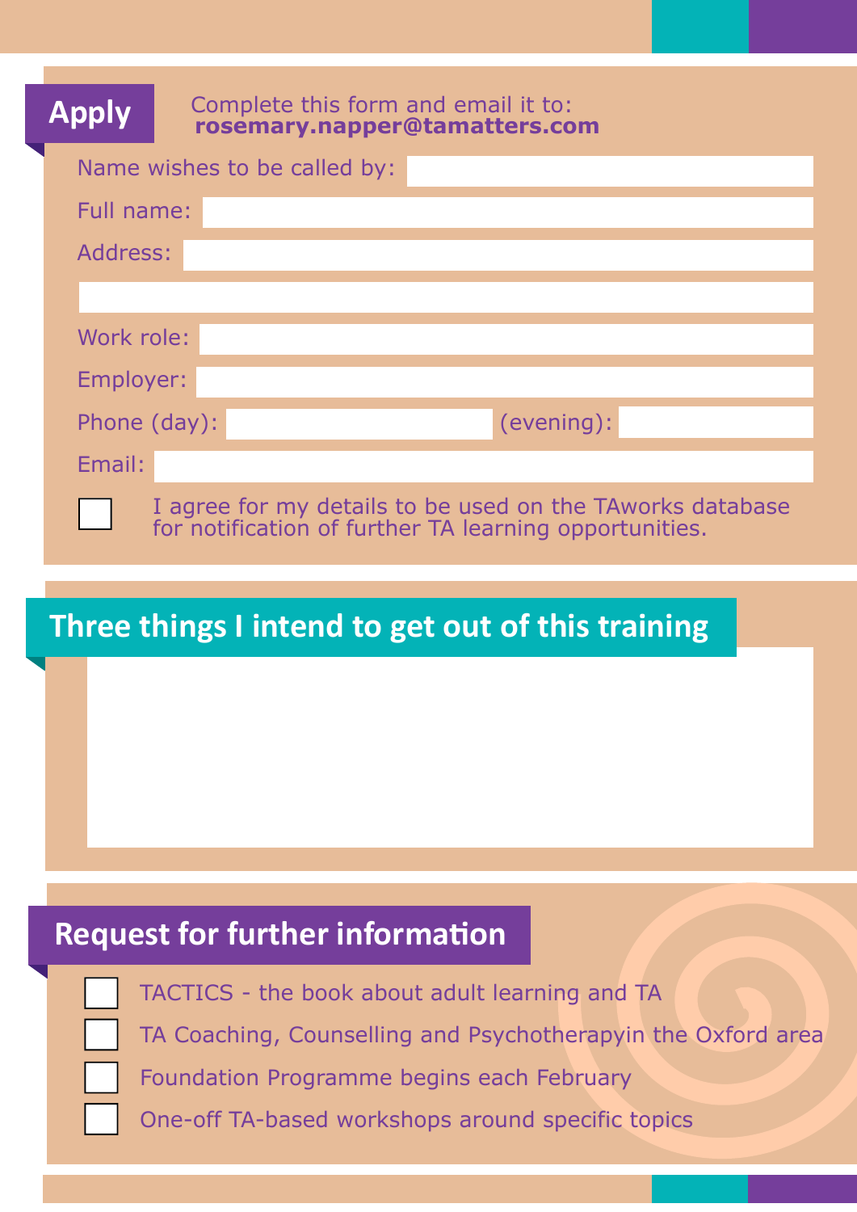## Apply

Complete this form and email it to:
**rosemary.napper@tamatters.com**

Name wishes to be called by:

Full name:

Address:

Work role:

Employer:

Phone (day): (evening):

Email:

☐ I agree for my details to be used on the TAworks database for notification of further TA learning opportunities.

## Three things I intend to get out of this training

## Request for further information

☐ TACTICS - the book about adult learning and TA

☐ TA Coaching, Counselling and Psychotherapyin the Oxford area

☐ Foundation Programme begins each February

☐ One-off TA-based workshops around specific topics